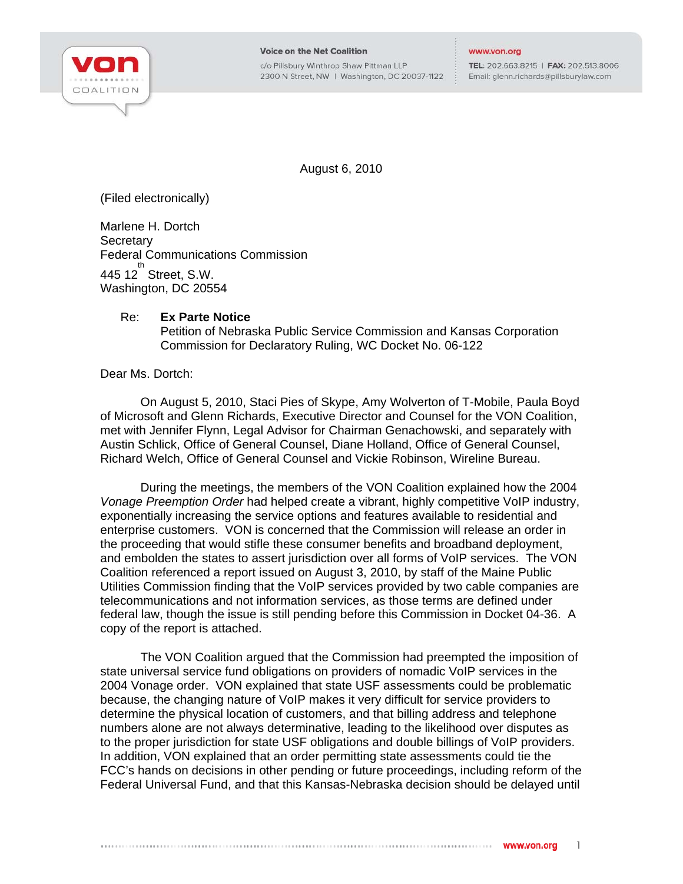Voice on the Net Coalition
c/o Pillsbury Winthrop Shaw Pittman LLP
2300 N Street, NW | Washington, DC 20037-1122

www.von.org
TEL: 202.663.8215 | FAX: 202.513.8006
Email: glenn.richards@pillsburylaw.com

August 6, 2010

(Filed electronically)

Marlene H. Dortch
Secretary
Federal Communications Commission
445 12th Street, S.W.
Washington, DC 20554

Re: **Ex Parte Notice**
Petition of Nebraska Public Service Commission and Kansas Corporation Commission for Declaratory Ruling, WC Docket No. 06-122

Dear Ms. Dortch:

On August 5, 2010, Staci Pies of Skype, Amy Wolverton of T-Mobile, Paula Boyd of Microsoft and Glenn Richards, Executive Director and Counsel for the VON Coalition, met with Jennifer Flynn, Legal Advisor for Chairman Genachowski, and separately with Austin Schlick, Office of General Counsel, Diane Holland, Office of General Counsel, Richard Welch, Office of General Counsel and Vickie Robinson, Wireline Bureau.

During the meetings, the members of the VON Coalition explained how the 2004 *Vonage Preemption Order* had helped create a vibrant, highly competitive VoIP industry, exponentially increasing the service options and features available to residential and enterprise customers. VON is concerned that the Commission will release an order in the proceeding that would stifle these consumer benefits and broadband deployment, and embolden the states to assert jurisdiction over all forms of VoIP services. The VON Coalition referenced a report issued on August 3, 2010, by staff of the Maine Public Utilities Commission finding that the VoIP services provided by two cable companies are telecommunications and not information services, as those terms are defined under federal law, though the issue is still pending before this Commission in Docket 04-36. A copy of the report is attached.

The VON Coalition argued that the Commission had preempted the imposition of state universal service fund obligations on providers of nomadic VoIP services in the 2004 Vonage order. VON explained that state USF assessments could be problematic because, the changing nature of VoIP makes it very difficult for service providers to determine the physical location of customers, and that billing address and telephone numbers alone are not always determinative, leading to the likelihood over disputes as to the proper jurisdiction for state USF obligations and double billings of VoIP providers. In addition, VON explained that an order permitting state assessments could tie the FCC's hands on decisions in other pending or future proceedings, including reform of the Federal Universal Fund, and that this Kansas-Nebraska decision should be delayed until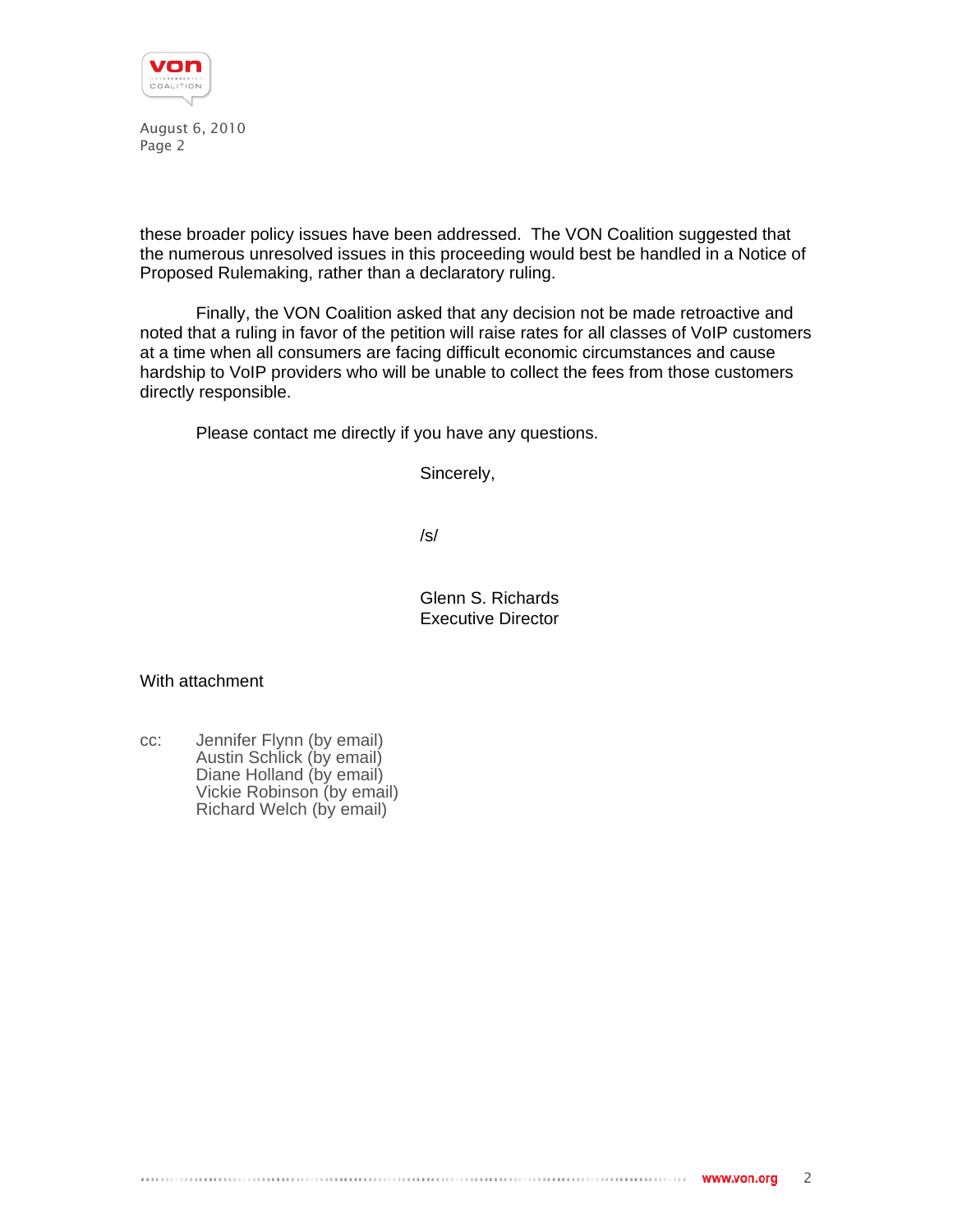these broader policy issues have been addressed. The VON Coalition suggested that the numerous unresolved issues in this proceeding would best be handled in a Notice of Proposed Rulemaking, rather than a declaratory ruling.

Finally, the VON Coalition asked that any decision not be made retroactive and noted that a ruling in favor of the petition will raise rates for all classes of VoIP customers at a time when all consumers are facing difficult economic circumstances and cause hardship to VoIP providers who will be unable to collect the fees from those customers directly responsible.

Please contact me directly if you have any questions.

Sincerely,

/s/

Glenn S. Richards
Executive Director

With attachment

cc: Jennifer Flynn (by email)
Austin Schlick (by email)
Diane Holland (by email)
Vickie Robinson (by email)
Richard Welch (by email)